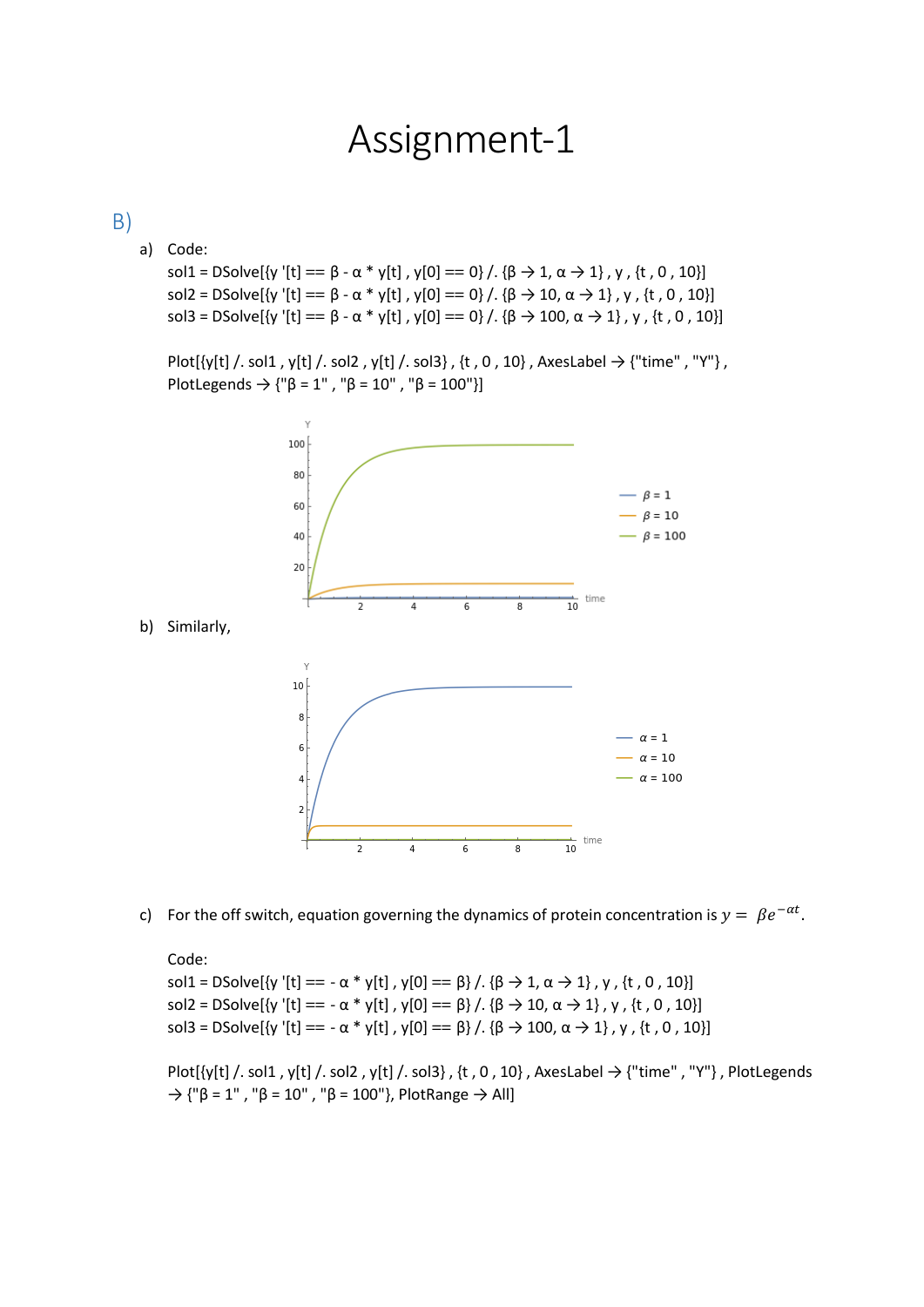# Assignment-1

## B)

a) Code:

```
sol1 = DSolve[{y '[t] == β - α * y[t] , y[0] == 0} /. {β → 1, α → 1} , y , {t , 0 , 10}]
sol2 = DSolve[{y '[t] == β - α * y[t] , y[0] == 0} /. {β → 10, α → 1} , y , {t , 0 , 10}]
sol3 = DSolve[{y '[t] == β - α * y[t] , y[0] == 0} /. {β → 100, α → 1} , y , {t , 0 , 10}]

Plot[{y[t] /. sol1 , y[t] /. sol2 , y[t] /. sol3} , {t , 0 , 10} , AxesLabel → {"time" , "Y"} ,
PlotLegends → {"β = 1" , "β = 10" , "β = 100"}]
```

b) Similarly,

c) For the off switch, equation governing the dynamics of protein concentration is $y = \beta e^{-\alpha t}$.

Code:

```
sol1 = DSolve[{y '[t] == - α * y[t] , y[0] == β} /. {β → 1, α → 1} , y , {t , 0 , 10}]
sol2 = DSolve[{y '[t] == - α * y[t] , y[0] == β} /. {β → 10, α → 1} , y , {t , 0 , 10}]
sol3 = DSolve[{y '[t] == - α * y[t] , y[0] == β} /. {β → 100, α → 1} , y , {t , 0 , 10}]

Plot[{y[t] /. sol1 , y[t] /. sol2 , y[t] /. sol3} , {t , 0 , 10} , AxesLabel → {"time" , "Y"} , PlotLegends
→ {"β = 1" , "β = 10" , "β = 100"}, PlotRange → All]
```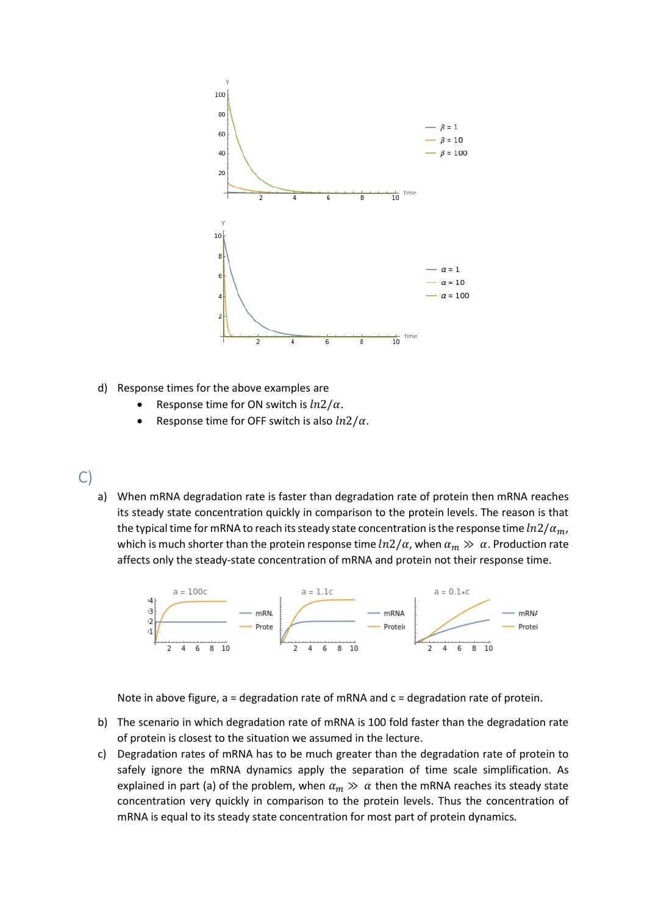d) Response times for the above examples are

- Response time for ON switch is $ln2/\alpha$.
- Response time for OFF switch is also $ln2/\alpha$.

C)

a) When mRNA degradation rate is faster than degradation rate of protein then mRNA reaches its steady state concentration quickly in comparison to the protein levels. The reason is that the typical time for mRNA to reach its steady state concentration is the response time $ln2/\alpha_m$, which is much shorter than the protein response time $ln2/\alpha$, when $\alpha_m \gg \alpha$. Production rate affects only the steady-state concentration of mRNA and protein not their response time.

Note in above figure, a = degradation rate of mRNA and c = degradation rate of protein.

b) The scenario in which degradation rate of mRNA is 100 fold faster than the degradation rate of protein is closest to the situation we assumed in the lecture.

c) Degradation rates of mRNA has to be much greater than the degradation rate of protein to safely ignore the mRNA dynamics apply the separation of time scale simplification. As explained in part (a) of the problem, when $\alpha_m \gg \alpha$ then the mRNA reaches its steady state concentration very quickly in comparison to the protein levels. Thus the concentration of mRNA is equal to its steady state concentration for most part of protein dynamics.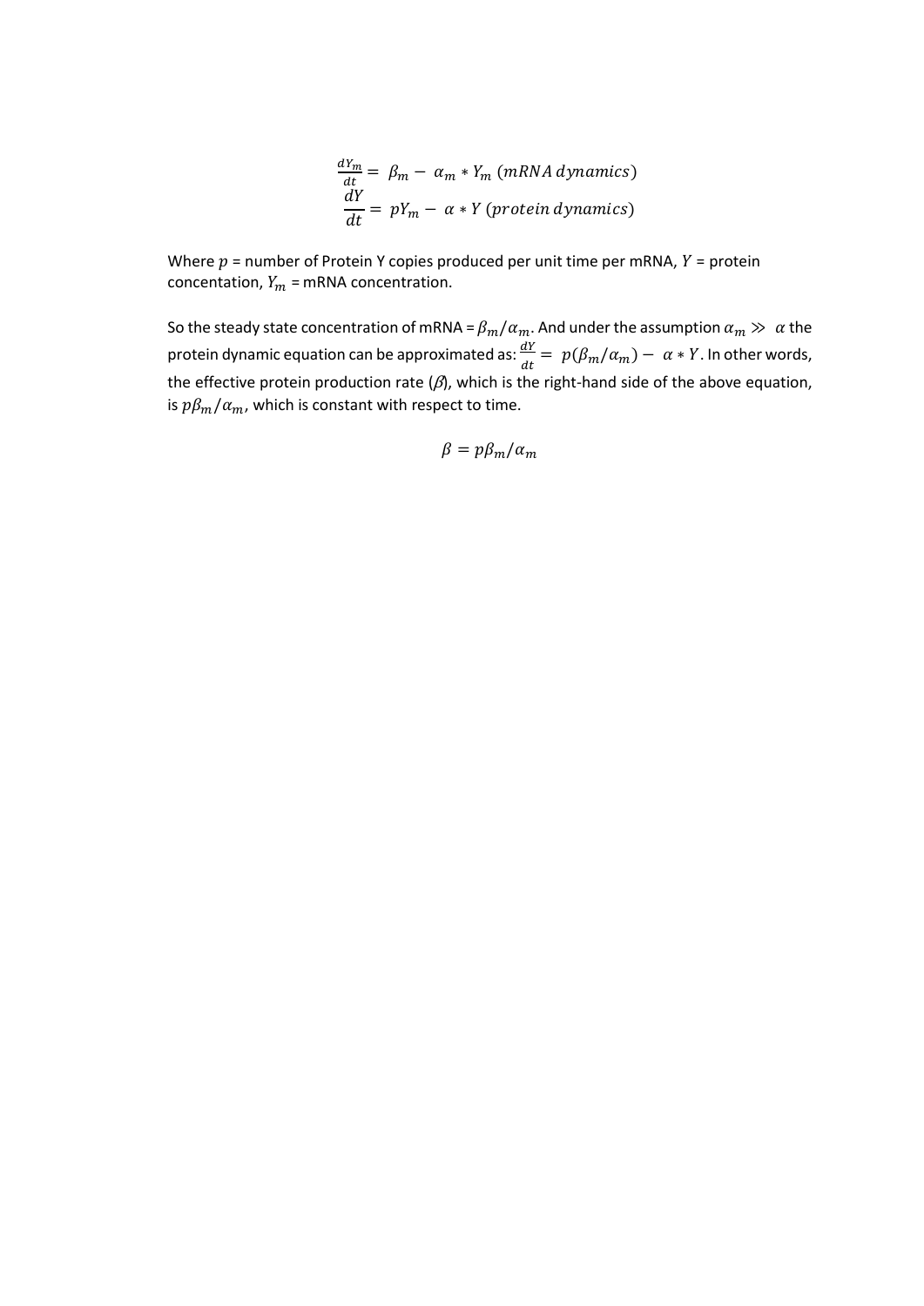$$\frac{dY_m}{dt} = \beta_m - \alpha_m * Y_m \ (mRNA\ dynamics)$$
$$\frac{dY}{dt} = pY_m - \alpha * Y \ (protein\ dynamics)$$

Where $p$ = number of Protein Y copies produced per unit time per mRNA, $Y$ = protein concentation, $Y_m$ = mRNA concentration.

So the steady state concentration of mRNA = $\beta_m/\alpha_m$. And under the assumption $\alpha_m \gg \alpha$ the protein dynamic equation can be approximated as: $\frac{dY}{dt} = p(\beta_m/\alpha_m) - \alpha * Y$. In other words, the effective protein production rate ($\beta$), which is the right-hand side of the above equation, is $p\beta_m/\alpha_m$, which is constant with respect to time.

$$\beta = p\beta_m/\alpha_m$$